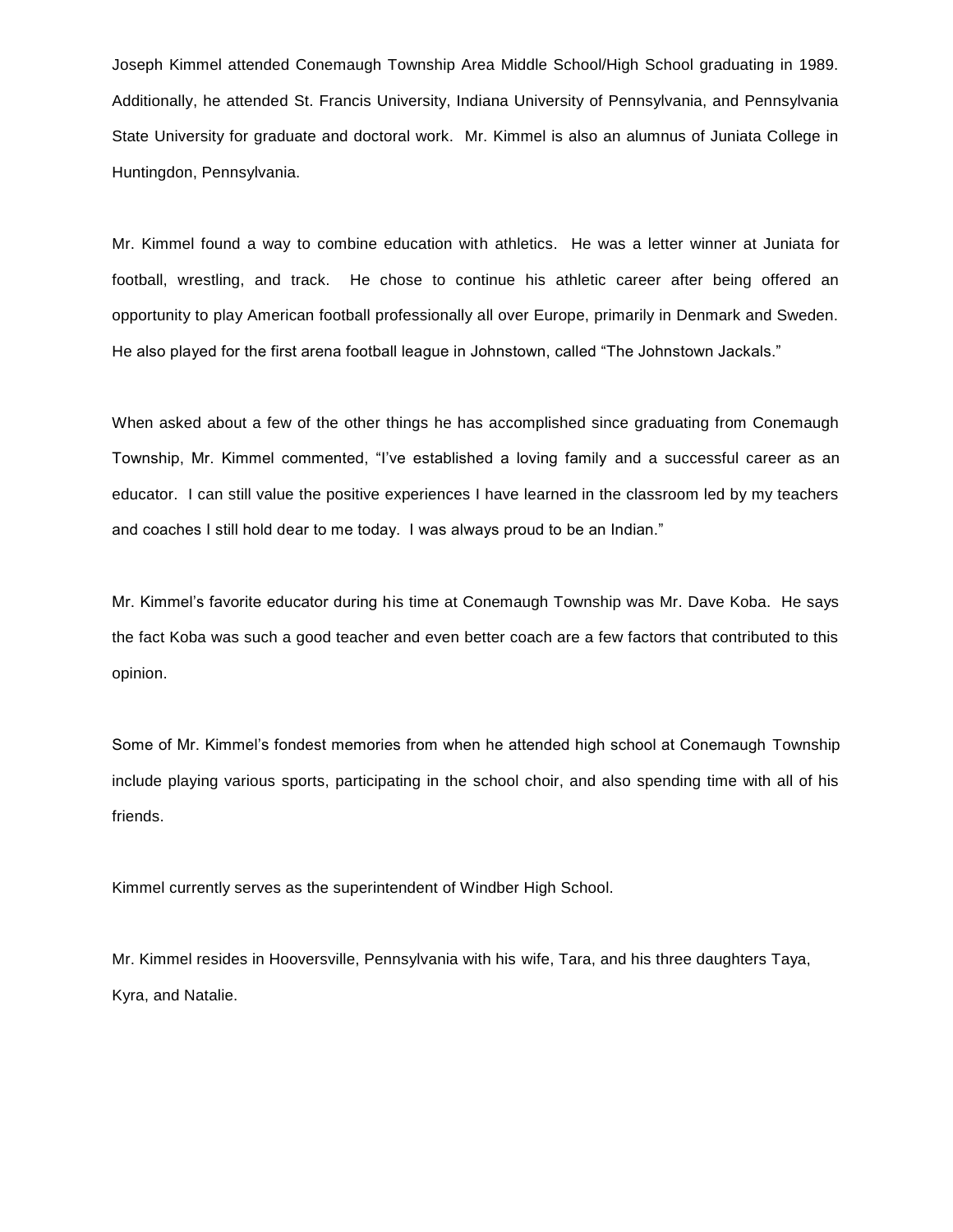Joseph Kimmel attended Conemaugh Township Area Middle School/High School graduating in 1989. Additionally, he attended St. Francis University, Indiana University of Pennsylvania, and Pennsylvania State University for graduate and doctoral work. Mr. Kimmel is also an alumnus of Juniata College in Huntingdon, Pennsylvania.

Mr. Kimmel found a way to combine education with athletics. He was a letter winner at Juniata for football, wrestling, and track. He chose to continue his athletic career after being offered an opportunity to play American football professionally all over Europe, primarily in Denmark and Sweden. He also played for the first arena football league in Johnstown, called “The Johnstown Jackals.”

When asked about a few of the other things he has accomplished since graduating from Conemaugh Township, Mr. Kimmel commented, “I’ve established a loving family and a successful career as an educator. I can still value the positive experiences I have learned in the classroom led by my teachers and coaches I still hold dear to me today. I was always proud to be an Indian.”

Mr. Kimmel’s favorite educator during his time at Conemaugh Township was Mr. Dave Koba. He says the fact Koba was such a good teacher and even better coach are a few factors that contributed to this opinion.

Some of Mr. Kimmel’s fondest memories from when he attended high school at Conemaugh Township include playing various sports, participating in the school choir, and also spending time with all of his friends.

Kimmel currently serves as the superintendent of Windber High School.

Mr. Kimmel resides in Hooversville, Pennsylvania with his wife, Tara, and his three daughters Taya, Kyra, and Natalie.